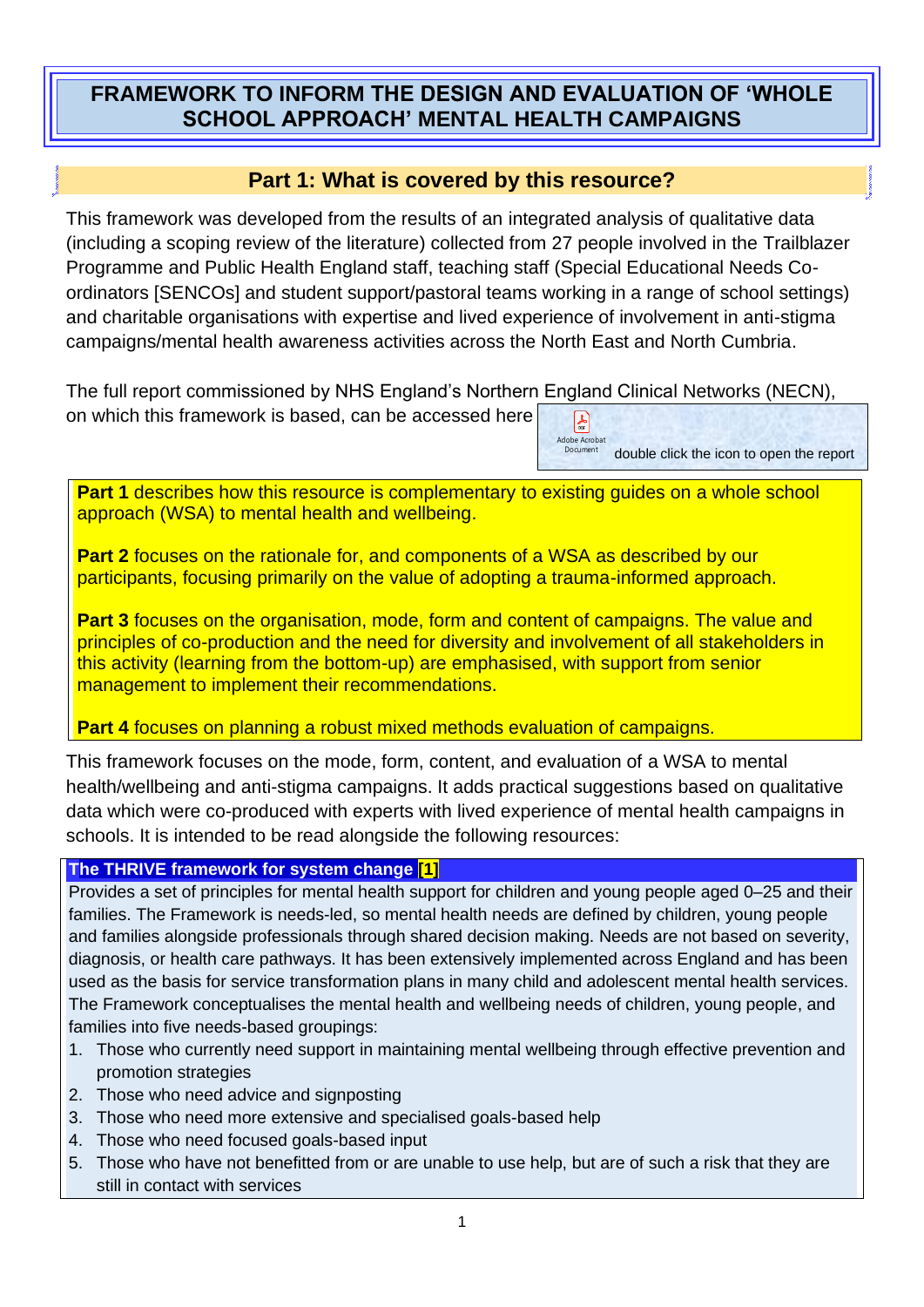# FRAMEWORK TO INFORM THE DESIGN AND EVALUATION OF 'WHOLE SCHOOL APPROACH' MENTAL HEALTH CAMPAIGNS

## Part 1: What is covered by this resource?

This framework was developed from the results of an integrated analysis of qualitative data (including a scoping review of the literature) collected from 27 people involved in the Trailblazer Programme and Public Health England staff, teaching staff (Special Educational Needs Co-ordinators [SENCOs] and student support/pastoral teams working in a range of school settings) and charitable organisations with expertise and lived experience of involvement in anti-stigma campaigns/mental health awareness activities across the North East and North Cumbria.

The full report commissioned by NHS England's Northern England Clinical Networks (NECN), on which this framework is based, can be accessed here

Adobe Acrobat Document — double click the icon to open the report

**Part 1** describes how this resource is complementary to existing guides on a whole school approach (WSA) to mental health and wellbeing.

**Part 2** focuses on the rationale for, and components of a WSA as described by our participants, focusing primarily on the value of adopting a trauma-informed approach.

**Part 3** focuses on the organisation, mode, form and content of campaigns. The value and principles of co-production and the need for diversity and involvement of all stakeholders in this activity (learning from the bottom-up) are emphasised, with support from senior management to implement their recommendations.

**Part 4** focuses on planning a robust mixed methods evaluation of campaigns.

This framework focuses on the mode, form, content, and evaluation of a WSA to mental health/wellbeing and anti-stigma campaigns. It adds practical suggestions based on qualitative data which were co-produced with experts with lived experience of mental health campaigns in schools. It is intended to be read alongside the following resources:

**The THRIVE framework for system change [1]**

Provides a set of principles for mental health support for children and young people aged 0–25 and their families. The Framework is needs-led, so mental health needs are defined by children, young people and families alongside professionals through shared decision making. Needs are not based on severity, diagnosis, or health care pathways. It has been extensively implemented across England and has been used as the basis for service transformation plans in many child and adolescent mental health services. The Framework conceptualises the mental health and wellbeing needs of children, young people, and families into five needs-based groupings:

1. Those who currently need support in maintaining mental wellbeing through effective prevention and promotion strategies
2. Those who need advice and signposting
3. Those who need more extensive and specialised goals-based help
4. Those who need focused goals-based input
5. Those who have not benefitted from or are unable to use help, but are of such a risk that they are still in contact with services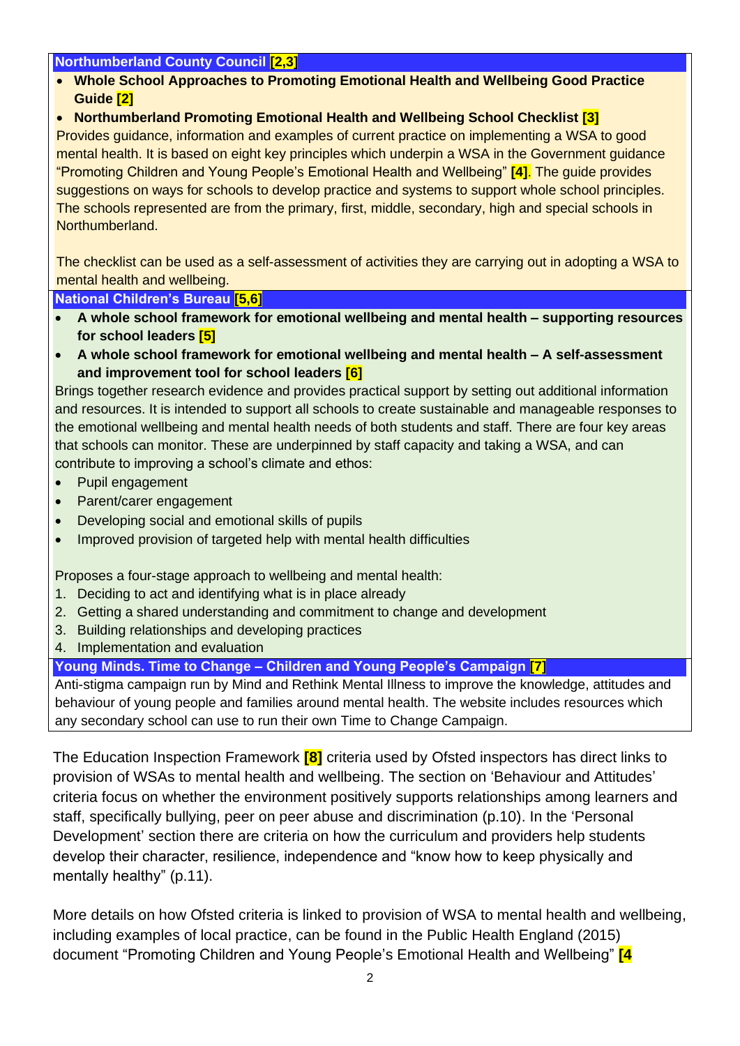**Northumberland County Council [2,3]**

- **Whole School Approaches to Promoting Emotional Health and Wellbeing Good Practice Guide [2]**
- **Northumberland Promoting Emotional Health and Wellbeing School Checklist [3]**

Provides guidance, information and examples of current practice on implementing a WSA to good mental health. It is based on eight key principles which underpin a WSA in the Government guidance "Promoting Children and Young People's Emotional Health and Wellbeing" [4]. The guide provides suggestions on ways for schools to develop practice and systems to support whole school principles. The schools represented are from the primary, first, middle, secondary, high and special schools in Northumberland.

The checklist can be used as a self-assessment of activities they are carrying out in adopting a WSA to mental health and wellbeing.

**National Children's Bureau [5,6]**

- **A whole school framework for emotional wellbeing and mental health – supporting resources for school leaders [5]**
- **A whole school framework for emotional wellbeing and mental health – A self-assessment and improvement tool for school leaders [6]**

Brings together research evidence and provides practical support by setting out additional information and resources. It is intended to support all schools to create sustainable and manageable responses to the emotional wellbeing and mental health needs of both students and staff. There are four key areas that schools can monitor. These are underpinned by staff capacity and taking a WSA, and can contribute to improving a school's climate and ethos:

- Pupil engagement
- Parent/carer engagement
- Developing social and emotional skills of pupils
- Improved provision of targeted help with mental health difficulties

Proposes a four-stage approach to wellbeing and mental health:

1. Deciding to act and identifying what is in place already
2. Getting a shared understanding and commitment to change and development
3. Building relationships and developing practices
4. Implementation and evaluation

**Young Minds. Time to Change – Children and Young People's Campaign [7]**

Anti-stigma campaign run by Mind and Rethink Mental Illness to improve the knowledge, attitudes and behaviour of young people and families around mental health. The website includes resources which any secondary school can use to run their own Time to Change Campaign.

The Education Inspection Framework [8] criteria used by Ofsted inspectors has direct links to provision of WSAs to mental health and wellbeing. The section on 'Behaviour and Attitudes' criteria focus on whether the environment positively supports relationships among learners and staff, specifically bullying, peer on peer abuse and discrimination (p.10). In the 'Personal Development' section there are criteria on how the curriculum and providers help students develop their character, resilience, independence and "know how to keep physically and mentally healthy" (p.11).

More details on how Ofsted criteria is linked to provision of WSA to mental health and wellbeing, including examples of local practice, can be found in the Public Health England (2015) document "Promoting Children and Young People's Emotional Health and Wellbeing" [4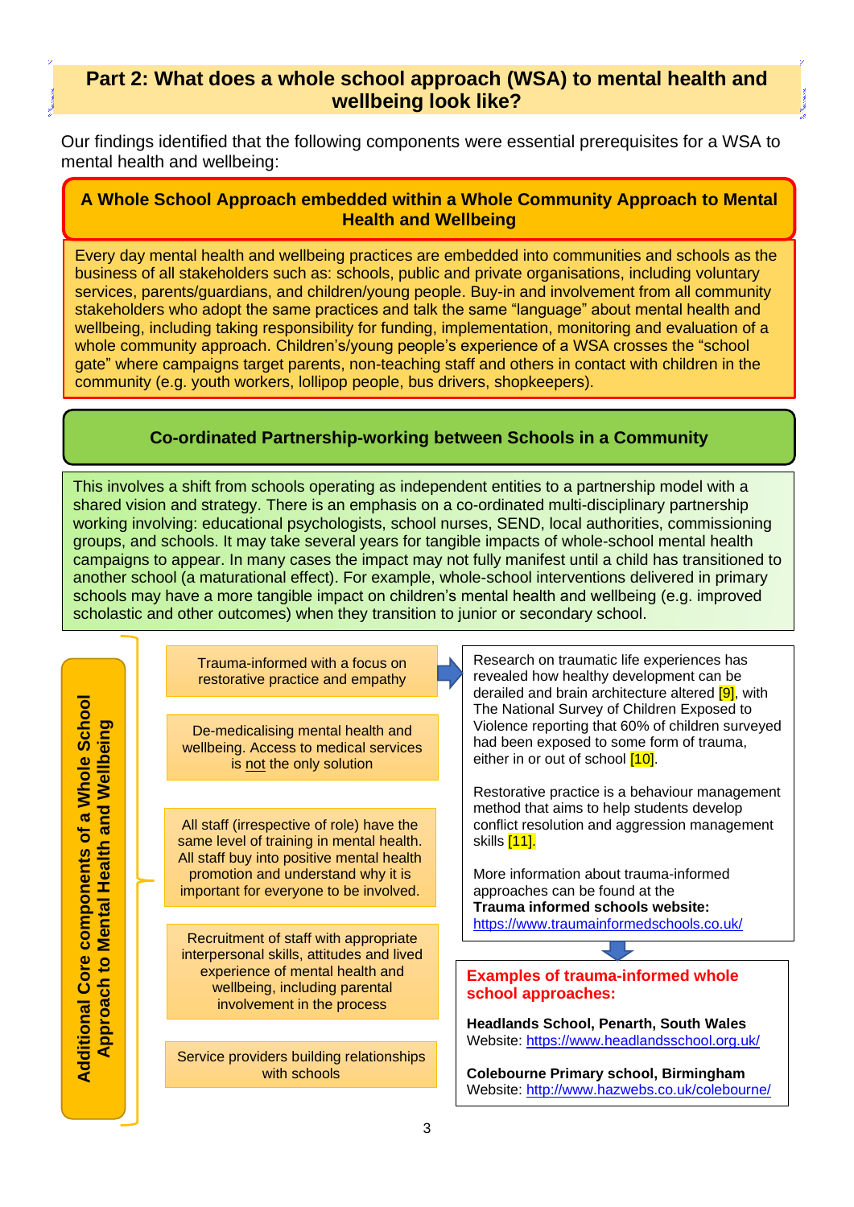## Part 2: What does a whole school approach (WSA) to mental health and wellbeing look like?

Our findings identified that the following components were essential prerequisites for a WSA to mental health and wellbeing:

### A Whole School Approach embedded within a Whole Community Approach to Mental Health and Wellbeing

Every day mental health and wellbeing practices are embedded into communities and schools as the business of all stakeholders such as: schools, public and private organisations, including voluntary services, parents/guardians, and children/young people. Buy-in and involvement from all community stakeholders who adopt the same practices and talk the same "language" about mental health and wellbeing, including taking responsibility for funding, implementation, monitoring and evaluation of a whole community approach. Children's/young people's experience of a WSA crosses the "school gate" where campaigns target parents, non-teaching staff and others in contact with children in the community (e.g. youth workers, lollipop people, bus drivers, shopkeepers).

### Co-ordinated Partnership-working between Schools in a Community

This involves a shift from schools operating as independent entities to a partnership model with a shared vision and strategy. There is an emphasis on a co-ordinated multi-disciplinary partnership working involving: educational psychologists, school nurses, SEND, local authorities, commissioning groups, and schools. It may take several years for tangible impacts of whole-school mental health campaigns to appear. In many cases the impact may not fully manifest until a child has transitioned to another school (a maturational effect). For example, whole-school interventions delivered in primary schools may have a more tangible impact on children's mental health and wellbeing (e.g. improved scholastic and other outcomes) when they transition to junior or secondary school.

### Additional Core components of a Whole School Approach to Mental Health and Wellbeing

- Trauma-informed with a focus on restorative practice and empathy
- De-medicalising mental health and wellbeing. Access to medical services is not the only solution
- All staff (irrespective of role) have the same level of training in mental health. All staff buy into positive mental health promotion and understand why it is important for everyone to be involved.
- Recruitment of staff with appropriate interpersonal skills, attitudes and lived experience of mental health and wellbeing, including parental involvement in the process
- Service providers building relationships with schools

Research on traumatic life experiences has revealed how healthy development can be derailed and brain architecture altered [9], with The National Survey of Children Exposed to Violence reporting that 60% of children surveyed had been exposed to some form of trauma, either in or out of school [10].

Restorative practice is a behaviour management method that aims to help students develop conflict resolution and aggression management skills [11].

More information about trauma-informed approaches can be found at the **Trauma informed schools website:** https://www.traumainformedschools.co.uk/

**Examples of trauma-informed whole school approaches:**

**Headlands School, Penarth, South Wales**
Website: https://www.headlandsschool.org.uk/

**Colebourne Primary school, Birmingham**
Website: http://www.hazwebs.co.uk/colebourne/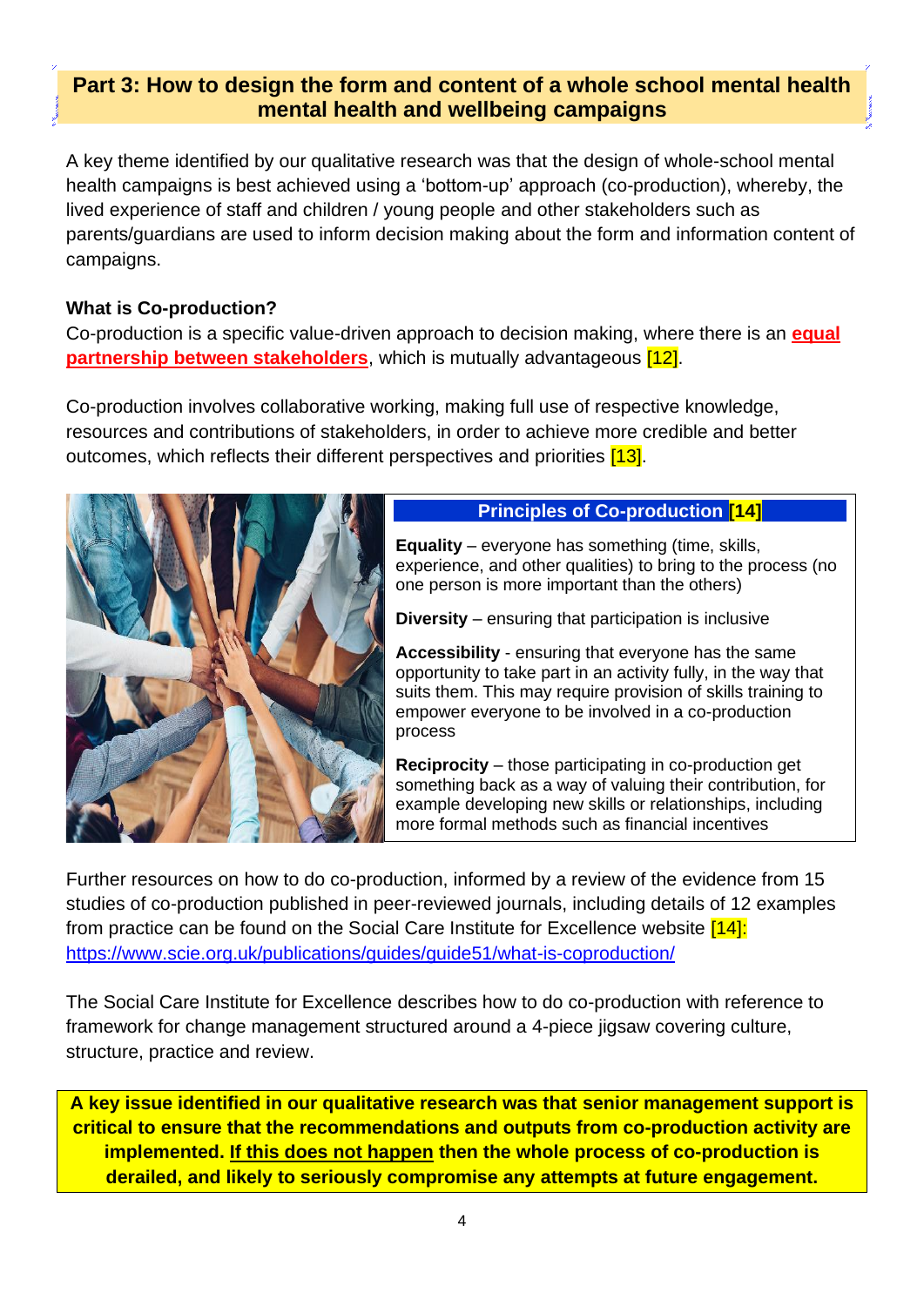## Part 3: How to design the form and content of a whole school mental health mental health and wellbeing campaigns

A key theme identified by our qualitative research was that the design of whole-school mental health campaigns is best achieved using a 'bottom-up' approach (co-production), whereby, the lived experience of staff and children / young people and other stakeholders such as parents/guardians are used to inform decision making about the form and information content of campaigns.

**What is Co-production?**

Co-production is a specific value-driven approach to decision making, where there is an **equal partnership between stakeholders**, which is mutually advantageous [12].

Co-production involves collaborative working, making full use of respective knowledge, resources and contributions of stakeholders, in order to achieve more credible and better outcomes, which reflects their different perspectives and priorities [13].

**Principles of Co-production [14]**

**Equality** – everyone has something (time, skills, experience, and other qualities) to bring to the process (no one person is more important than the others)

**Diversity** – ensuring that participation is inclusive

**Accessibility** - ensuring that everyone has the same opportunity to take part in an activity fully, in the way that suits them. This may require provision of skills training to empower everyone to be involved in a co-production process

**Reciprocity** – those participating in co-production get something back as a way of valuing their contribution, for example developing new skills or relationships, including more formal methods such as financial incentives

Further resources on how to do co-production, informed by a review of the evidence from 15 studies of co-production published in peer-reviewed journals, including details of 12 examples from practice can be found on the Social Care Institute for Excellence website [14]: https://www.scie.org.uk/publications/guides/guide51/what-is-coproduction/

The Social Care Institute for Excellence describes how to do co-production with reference to framework for change management structured around a 4-piece jigsaw covering culture, structure, practice and review.

**A key issue identified in our qualitative research was that senior management support is critical to ensure that the recommendations and outputs from co-production activity are implemented. If this does not happen then the whole process of co-production is derailed, and likely to seriously compromise any attempts at future engagement.**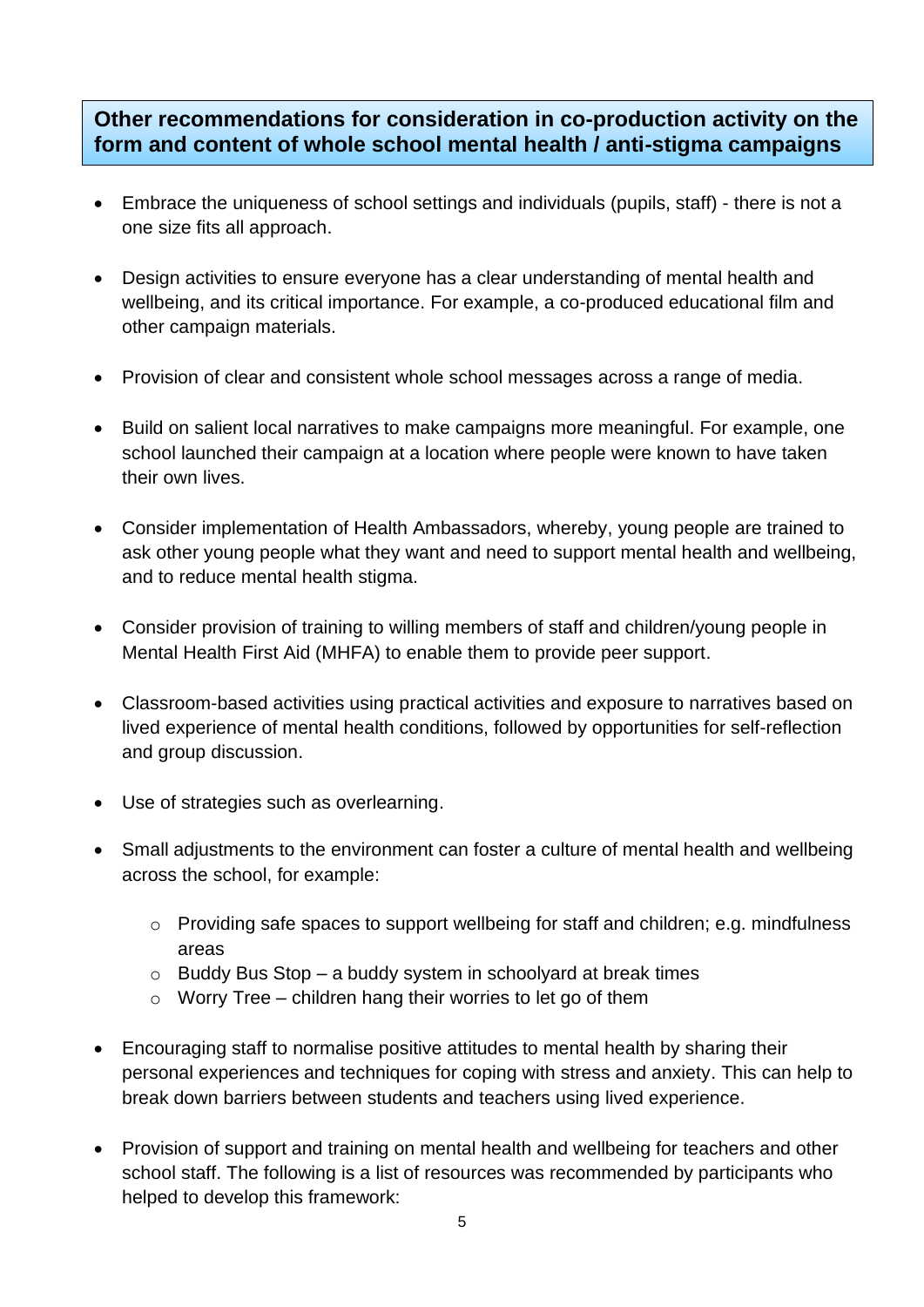## Other recommendations for consideration in co-production activity on the form and content of whole school mental health / anti-stigma campaigns

- Embrace the uniqueness of school settings and individuals (pupils, staff) - there is not a one size fits all approach.
- Design activities to ensure everyone has a clear understanding of mental health and wellbeing, and its critical importance. For example, a co-produced educational film and other campaign materials.
- Provision of clear and consistent whole school messages across a range of media.
- Build on salient local narratives to make campaigns more meaningful. For example, one school launched their campaign at a location where people were known to have taken their own lives.
- Consider implementation of Health Ambassadors, whereby, young people are trained to ask other young people what they want and need to support mental health and wellbeing, and to reduce mental health stigma.
- Consider provision of training to willing members of staff and children/young people in Mental Health First Aid (MHFA) to enable them to provide peer support.
- Classroom-based activities using practical activities and exposure to narratives based on lived experience of mental health conditions, followed by opportunities for self-reflection and group discussion.
- Use of strategies such as overlearning.
- Small adjustments to the environment can foster a culture of mental health and wellbeing across the school, for example:
    - Providing safe spaces to support wellbeing for staff and children; e.g. mindfulness areas
    - Buddy Bus Stop – a buddy system in schoolyard at break times
    - Worry Tree – children hang their worries to let go of them
- Encouraging staff to normalise positive attitudes to mental health by sharing their personal experiences and techniques for coping with stress and anxiety. This can help to break down barriers between students and teachers using lived experience.
- Provision of support and training on mental health and wellbeing for teachers and other school staff. The following is a list of resources was recommended by participants who helped to develop this framework: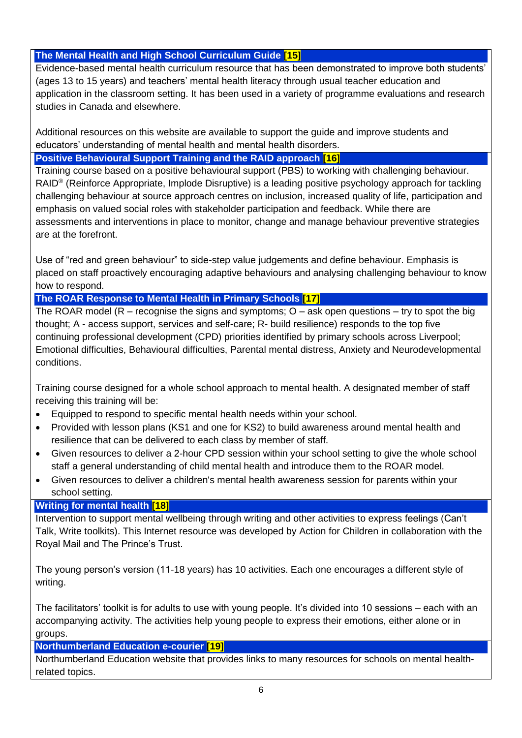### The Mental Health and High School Curriculum Guide [15]

Evidence-based mental health curriculum resource that has been demonstrated to improve both students' (ages 13 to 15 years) and teachers' mental health literacy through usual teacher education and application in the classroom setting. It has been used in a variety of programme evaluations and research studies in Canada and elsewhere.

Additional resources on this website are available to support the guide and improve students and educators' understanding of mental health and mental health disorders.

### Positive Behavioural Support Training and the RAID approach [16]

Training course based on a positive behavioural support (PBS) to working with challenging behaviour. RAID® (Reinforce Appropriate, Implode Disruptive) is a leading positive psychology approach for tackling challenging behaviour at source approach centres on inclusion, increased quality of life, participation and emphasis on valued social roles with stakeholder participation and feedback. While there are assessments and interventions in place to monitor, change and manage behaviour preventive strategies are at the forefront.

Use of "red and green behaviour" to side-step value judgements and define behaviour. Emphasis is placed on staff proactively encouraging adaptive behaviours and analysing challenging behaviour to know how to respond.

### The ROAR Response to Mental Health in Primary Schools [17]

The ROAR model (R – recognise the signs and symptoms; O – ask open questions – try to spot the big thought; A - access support, services and self-care; R- build resilience) responds to the top five continuing professional development (CPD) priorities identified by primary schools across Liverpool; Emotional difficulties, Behavioural difficulties, Parental mental distress, Anxiety and Neurodevelopmental conditions.

Training course designed for a whole school approach to mental health. A designated member of staff receiving this training will be:

- Equipped to respond to specific mental health needs within your school.
- Provided with lesson plans (KS1 and one for KS2) to build awareness around mental health and resilience that can be delivered to each class by member of staff.
- Given resources to deliver a 2-hour CPD session within your school setting to give the whole school staff a general understanding of child mental health and introduce them to the ROAR model.
- Given resources to deliver a children's mental health awareness session for parents within your school setting.

### Writing for mental health [18]

Intervention to support mental wellbeing through writing and other activities to express feelings (Can't Talk, Write toolkits). This Internet resource was developed by Action for Children in collaboration with the Royal Mail and The Prince's Trust.

The young person's version (11-18 years) has 10 activities. Each one encourages a different style of writing.

The facilitators' toolkit is for adults to use with young people. It's divided into 10 sessions – each with an accompanying activity. The activities help young people to express their emotions, either alone or in groups.

### Northumberland Education e-courier [19]

Northumberland Education website that provides links to many resources for schools on mental health-related topics.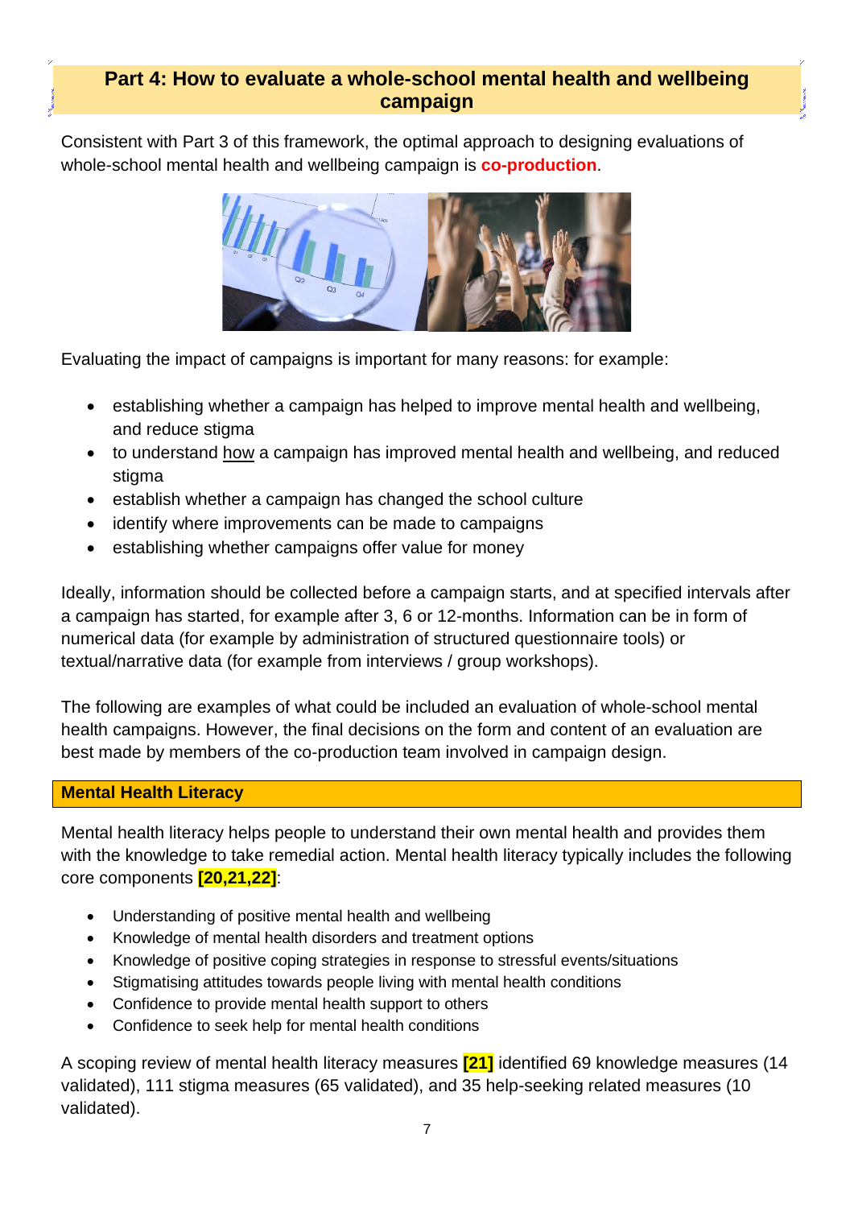## Part 4: How to evaluate a whole-school mental health and wellbeing campaign

Consistent with Part 3 of this framework, the optimal approach to designing evaluations of whole-school mental health and wellbeing campaign is **co-production**.

Evaluating the impact of campaigns is important for many reasons: for example:

- establishing whether a campaign has helped to improve mental health and wellbeing, and reduce stigma
- to understand how a campaign has improved mental health and wellbeing, and reduced stigma
- establish whether a campaign has changed the school culture
- identify where improvements can be made to campaigns
- establishing whether campaigns offer value for money

Ideally, information should be collected before a campaign starts, and at specified intervals after a campaign has started, for example after 3, 6 or 12-months. Information can be in form of numerical data (for example by administration of structured questionnaire tools) or textual/narrative data (for example from interviews / group workshops).

The following are examples of what could be included an evaluation of whole-school mental health campaigns. However, the final decisions on the form and content of an evaluation are best made by members of the co-production team involved in campaign design.

### Mental Health Literacy

Mental health literacy helps people to understand their own mental health and provides them with the knowledge to take remedial action. Mental health literacy typically includes the following core components **[20,21,22]**:

- Understanding of positive mental health and wellbeing
- Knowledge of mental health disorders and treatment options
- Knowledge of positive coping strategies in response to stressful events/situations
- Stigmatising attitudes towards people living with mental health conditions
- Confidence to provide mental health support to others
- Confidence to seek help for mental health conditions

A scoping review of mental health literacy measures **[21]** identified 69 knowledge measures (14 validated), 111 stigma measures (65 validated), and 35 help-seeking related measures (10 validated).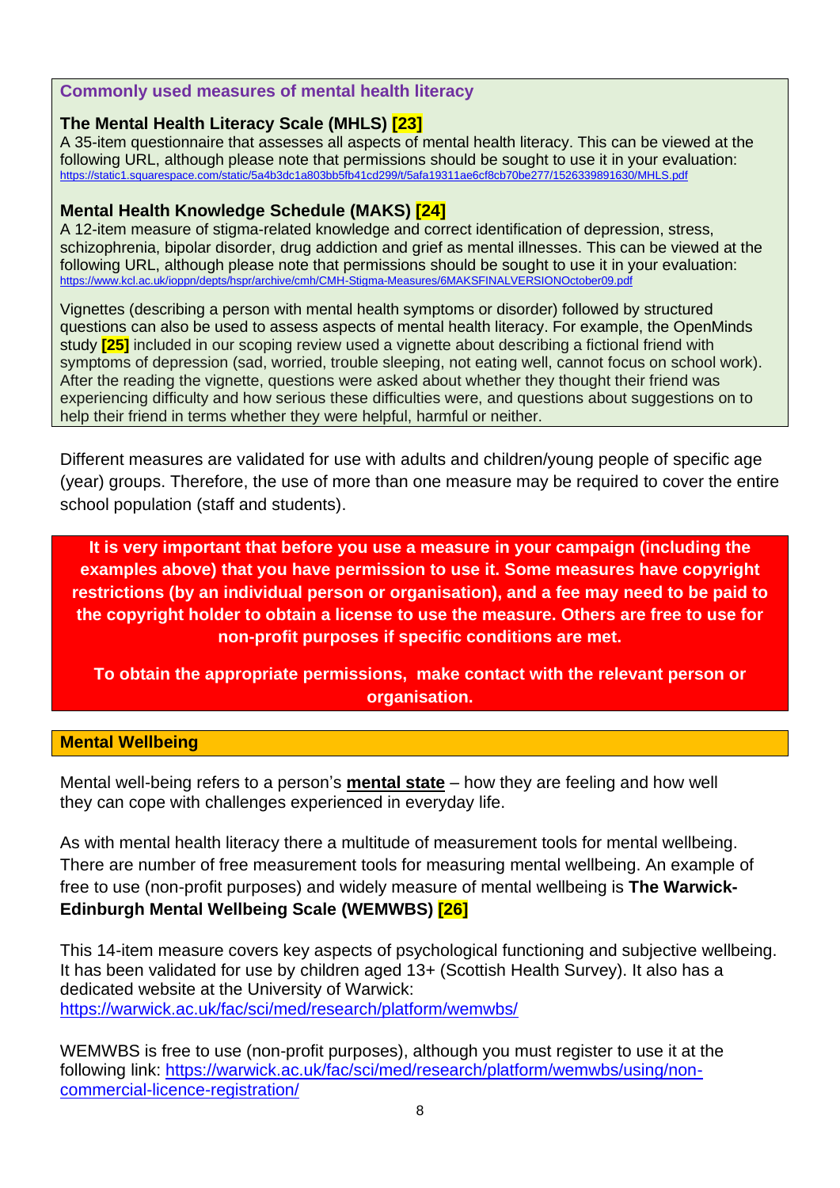## Commonly used measures of mental health literacy

### The Mental Health Literacy Scale (MHLS) [23]

A 35-item questionnaire that assesses all aspects of mental health literacy. This can be viewed at the following URL, although please note that permissions should be sought to use it in your evaluation: https://static1.squarespace.com/static/5a4b3dc1a803bb5fb41cd299/t/5afa19311ae6cf8cb70be277/1526339891630/MHLS.pdf

### Mental Health Knowledge Schedule (MAKS) [24]

A 12-item measure of stigma-related knowledge and correct identification of depression, stress, schizophrenia, bipolar disorder, drug addiction and grief as mental illnesses. This can be viewed at the following URL, although please note that permissions should be sought to use it in your evaluation: https://www.kcl.ac.uk/ioppn/depts/hspr/archive/cmh/CMH-Stigma-Measures/6MAKSFINALVERSIONOctober09.pdf

Vignettes (describing a person with mental health symptoms or disorder) followed by structured questions can also be used to assess aspects of mental health literacy. For example, the OpenMinds study [25] included in our scoping review used a vignette about describing a fictional friend with symptoms of depression (sad, worried, trouble sleeping, not eating well, cannot focus on school work). After the reading the vignette, questions were asked about whether they thought their friend was experiencing difficulty and how serious these difficulties were, and questions about suggestions on to help their friend in terms whether they were helpful, harmful or neither.

Different measures are validated for use with adults and children/young people of specific age (year) groups. Therefore, the use of more than one measure may be required to cover the entire school population (staff and students).

**It is very important that before you use a measure in your campaign (including the examples above) that you have permission to use it. Some measures have copyright restrictions (by an individual person or organisation), and a fee may need to be paid to the copyright holder to obtain a license to use the measure. Others are free to use for non-profit purposes if specific conditions are met.**

**To obtain the appropriate permissions, make contact with the relevant person or organisation.**

## Mental Wellbeing

Mental well-being refers to a person's **mental state** – how they are feeling and how well they can cope with challenges experienced in everyday life.

As with mental health literacy there a multitude of measurement tools for mental wellbeing. There are number of free measurement tools for measuring mental wellbeing. An example of free to use (non-profit purposes) and widely measure of mental wellbeing is **The Warwick-Edinburgh Mental Wellbeing Scale (WEMWBS) [26]**

This 14-item measure covers key aspects of psychological functioning and subjective wellbeing. It has been validated for use by children aged 13+ (Scottish Health Survey). It also has a dedicated website at the University of Warwick: https://warwick.ac.uk/fac/sci/med/research/platform/wemwbs/

WEMWBS is free to use (non-profit purposes), although you must register to use it at the following link: https://warwick.ac.uk/fac/sci/med/research/platform/wemwbs/using/non-commercial-licence-registration/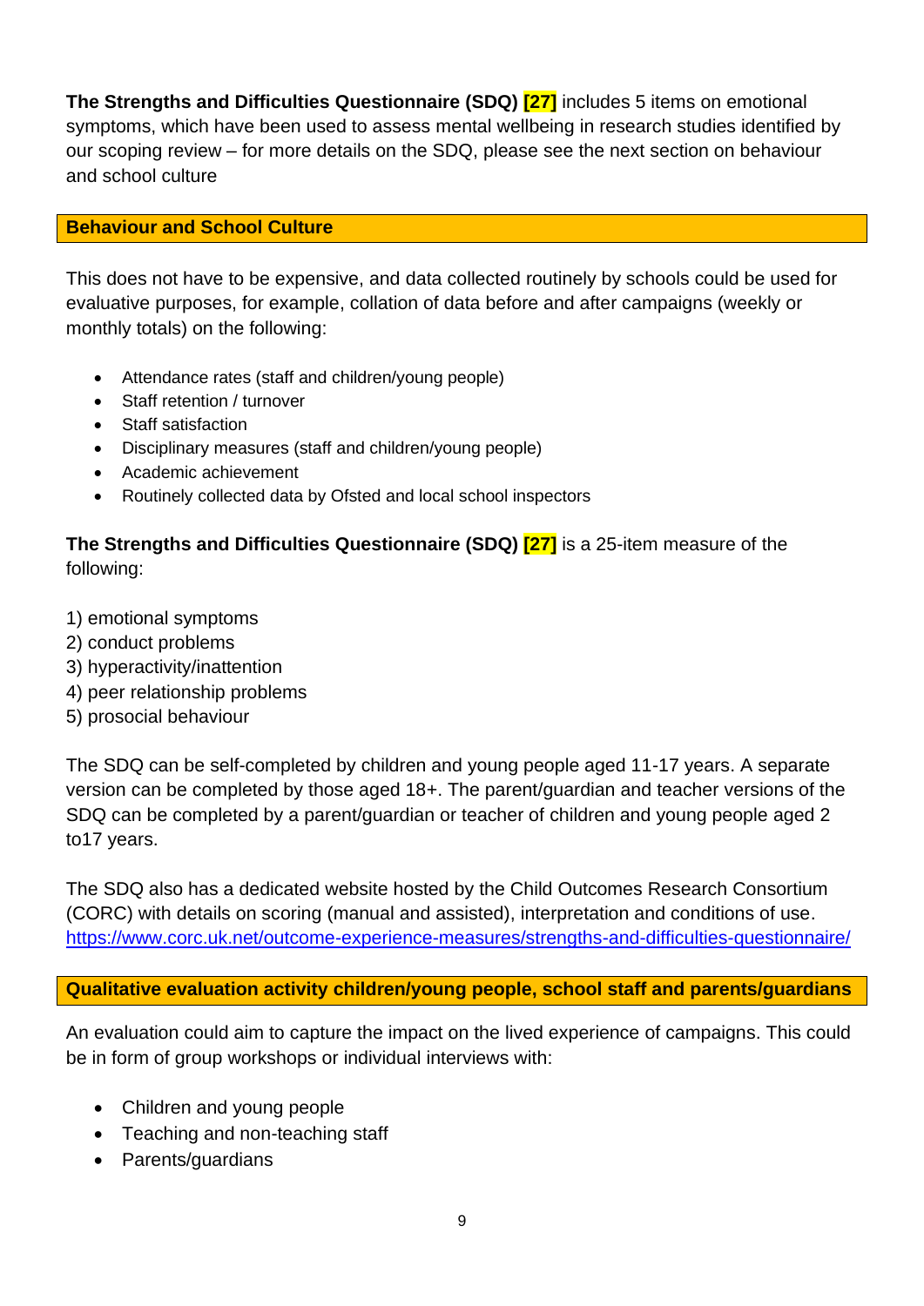**The Strengths and Difficulties Questionnaire (SDQ) [27]** includes 5 items on emotional symptoms, which have been used to assess mental wellbeing in research studies identified by our scoping review – for more details on the SDQ, please see the next section on behaviour and school culture

## Behaviour and School Culture

This does not have to be expensive, and data collected routinely by schools could be used for evaluative purposes, for example, collation of data before and after campaigns (weekly or monthly totals) on the following:

- Attendance rates (staff and children/young people)
- Staff retention / turnover
- Staff satisfaction
- Disciplinary measures (staff and children/young people)
- Academic achievement
- Routinely collected data by Ofsted and local school inspectors

**The Strengths and Difficulties Questionnaire (SDQ) [27]** is a 25-item measure of the following:

1) emotional symptoms
2) conduct problems
3) hyperactivity/inattention
4) peer relationship problems
5) prosocial behaviour

The SDQ can be self-completed by children and young people aged 11-17 years. A separate version can be completed by those aged 18+. The parent/guardian and teacher versions of the SDQ can be completed by a parent/guardian or teacher of children and young people aged 2 to17 years.

The SDQ also has a dedicated website hosted by the Child Outcomes Research Consortium (CORC) with details on scoring (manual and assisted), interpretation and conditions of use. https://www.corc.uk.net/outcome-experience-measures/strengths-and-difficulties-questionnaire/

## Qualitative evaluation activity children/young people, school staff and parents/guardians

An evaluation could aim to capture the impact on the lived experience of campaigns. This could be in form of group workshops or individual interviews with:

- Children and young people
- Teaching and non-teaching staff
- Parents/guardians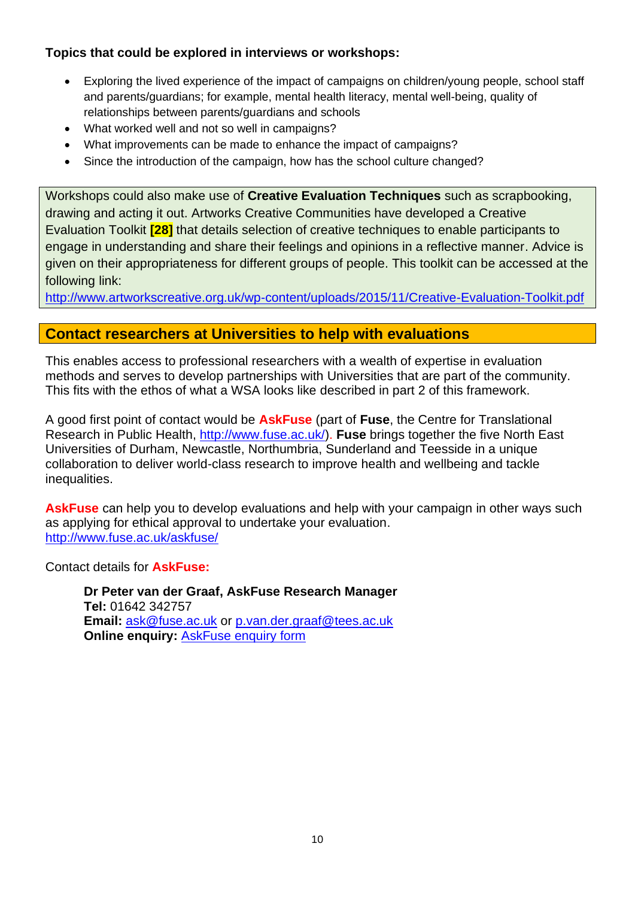**Topics that could be explored in interviews or workshops:**

- Exploring the lived experience of the impact of campaigns on children/young people, school staff and parents/guardians; for example, mental health literacy, mental well-being, quality of relationships between parents/guardians and schools
- What worked well and not so well in campaigns?
- What improvements can be made to enhance the impact of campaigns?
- Since the introduction of the campaign, how has the school culture changed?

> Workshops could also make use of **Creative Evaluation Techniques** such as scrapbooking, drawing and acting it out. Artworks Creative Communities have developed a Creative Evaluation Toolkit **[28]** that details selection of creative techniques to enable participants to engage in understanding and share their feelings and opinions in a reflective manner. Advice is given on their appropriateness for different groups of people. This toolkit can be accessed at the following link:
> http://www.artworkscreative.org.uk/wp-content/uploads/2015/11/Creative-Evaluation-Toolkit.pdf

## Contact researchers at Universities to help with evaluations

This enables access to professional researchers with a wealth of expertise in evaluation methods and serves to develop partnerships with Universities that are part of the community. This fits with the ethos of what a WSA looks like described in part 2 of this framework.

A good first point of contact would be **AskFuse** (part of **Fuse**, the Centre for Translational Research in Public Health, http://www.fuse.ac.uk/). **Fuse** brings together the five North East Universities of Durham, Newcastle, Northumbria, Sunderland and Teesside in a unique collaboration to deliver world-class research to improve health and wellbeing and tackle inequalities.

**AskFuse** can help you to develop evaluations and help with your campaign in other ways such as applying for ethical approval to undertake your evaluation.
http://www.fuse.ac.uk/askfuse/

Contact details for **AskFuse:**

> **Dr Peter van der Graaf, AskFuse Research Manager**
> **Tel:** 01642 342757
> **Email:** ask@fuse.ac.uk or p.van.der.graaf@tees.ac.uk
> **Online enquiry:** AskFuse enquiry form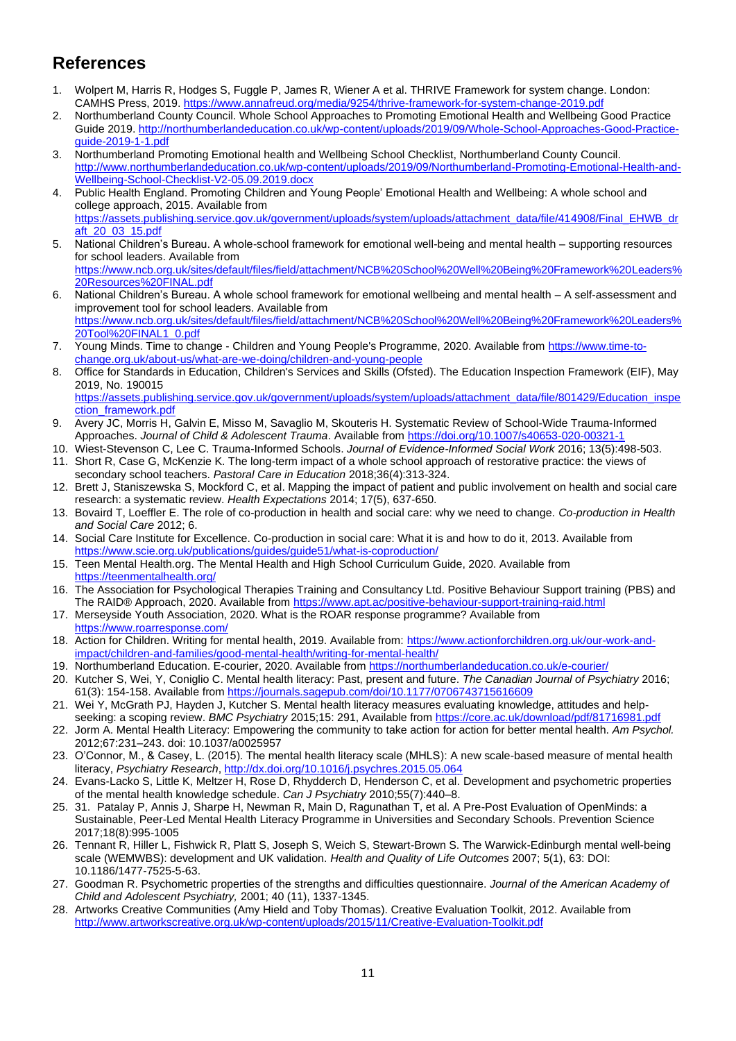# References

1. Wolpert M, Harris R, Hodges S, Fuggle P, James R, Wiener A et al. THRIVE Framework for system change. London: CAMHS Press, 2019. https://www.annafreud.org/media/9254/thrive-framework-for-system-change-2019.pdf
2. Northumberland County Council. Whole School Approaches to Promoting Emotional Health and Wellbeing Good Practice Guide 2019. http://northumberlandeducation.co.uk/wp-content/uploads/2019/09/Whole-School-Approaches-Good-Practice-guide-2019-1-1.pdf
3. Northumberland Promoting Emotional health and Wellbeing School Checklist, Northumberland County Council. http://www.northumberlandeducation.co.uk/wp-content/uploads/2019/09/Northumberland-Promoting-Emotional-Health-and-Wellbeing-School-Checklist-V2-05.09.2019.docx
4. Public Health England. Promoting Children and Young People' Emotional Health and Wellbeing: A whole school and college approach, 2015. Available from https://assets.publishing.service.gov.uk/government/uploads/system/uploads/attachment_data/file/414908/Final_EHWB_draft_20_03_15.pdf
5. National Children's Bureau. A whole-school framework for emotional well-being and mental health – supporting resources for school leaders. Available from https://www.ncb.org.uk/sites/default/files/field/attachment/NCB%20School%20Well%20Being%20Framework%20Leaders%20Resources%20FINAL.pdf
6. National Children's Bureau. A whole school framework for emotional wellbeing and mental health – A self-assessment and improvement tool for school leaders. Available from https://www.ncb.org.uk/sites/default/files/field/attachment/NCB%20School%20Well%20Being%20Framework%20Leaders%20Tool%20FINAL1_0.pdf
7. Young Minds. Time to change - Children and Young People's Programme, 2020. Available from https://www.time-to-change.org.uk/about-us/what-are-we-doing/children-and-young-people
8. Office for Standards in Education, Children's Services and Skills (Ofsted). The Education Inspection Framework (EIF), May 2019, No. 190015 https://assets.publishing.service.gov.uk/government/uploads/system/uploads/attachment_data/file/801429/Education_inspection_framework.pdf
9. Avery JC, Morris H, Galvin E, Misso M, Savaglio M, Skouteris H. Systematic Review of School-Wide Trauma-Informed Approaches. *Journal of Child & Adolescent Trauma*. Available from https://doi.org/10.1007/s40653-020-00321-1
10. Wiest-Stevenson C, Lee C. Trauma-Informed Schools. *Journal of Evidence-Informed Social Work* 2016; 13(5):498-503.
11. Short R, Case G, McKenzie K. The long-term impact of a whole school approach of restorative practice: the views of secondary school teachers. *Pastoral Care in Education* 2018;36(4):313-324.
12. Brett J, Staniszewska S, Mockford C, et al. Mapping the impact of patient and public involvement on health and social care research: a systematic review. *Health Expectations* 2014; 17(5), 637-650.
13. Bovaird T, Loeffler E. The role of co-production in health and social care: why we need to change. *Co-production in Health and Social Care* 2012; 6.
14. Social Care Institute for Excellence. Co-production in social care: What it is and how to do it, 2013. Available from https://www.scie.org.uk/publications/guides/guide51/what-is-coproduction/
15. Teen Mental Health.org. The Mental Health and High School Curriculum Guide, 2020. Available from https://teenmentalhealth.org/
16. The Association for Psychological Therapies Training and Consultancy Ltd. Positive Behaviour Support training (PBS) and The RAID® Approach, 2020. Available from https://www.apt.ac/positive-behaviour-support-training-raid.html
17. Merseyside Youth Association, 2020. What is the ROAR response programme? Available from https://www.roarresponse.com/
18. Action for Children. Writing for mental health, 2019. Available from: https://www.actionforchildren.org.uk/our-work-and-impact/children-and-families/good-mental-health/writing-for-mental-health/
19. Northumberland Education. E-courier, 2020. Available from https://northumberlandeducation.co.uk/e-courier/
20. Kutcher S, Wei, Y, Coniglio C. Mental health literacy: Past, present and future. *The Canadian Journal of Psychiatry* 2016; 61(3): 154-158. Available from https://journals.sagepub.com/doi/10.1177/0706743715616609
21. Wei Y, McGrath PJ, Hayden J, Kutcher S. Mental health literacy measures evaluating knowledge, attitudes and help-seeking: a scoping review. *BMC Psychiatry* 2015;15: 291, Available from https://core.ac.uk/download/pdf/81716981.pdf
22. Jorm A. Mental Health Literacy: Empowering the community to take action for action for better mental health. *Am Psychol.* 2012;67:231–243. doi: 10.1037/a0025957
23. O'Connor, M., & Casey, L. (2015). The mental health literacy scale (MHLS): A new scale-based measure of mental health literacy, *Psychiatry Research*, http://dx.doi.org/10.1016/j.psychres.2015.05.064
24. Evans-Lacko S, Little K, Meltzer H, Rose D, Rhydderch D, Henderson C, et al. Development and psychometric properties of the mental health knowledge schedule. *Can J Psychiatry* 2010;55(7):440–8.
25. 31. Patalay P, Annis J, Sharpe H, Newman R, Main D, Ragunathan T, et al. A Pre-Post Evaluation of OpenMinds: a Sustainable, Peer-Led Mental Health Literacy Programme in Universities and Secondary Schools. Prevention Science 2017;18(8):995-1005
26. Tennant R, Hiller L, Fishwick R, Platt S, Joseph S, Weich S, Stewart-Brown S. The Warwick-Edinburgh mental well-being scale (WEMWBS): development and UK validation. *Health and Quality of Life Outcomes* 2007; 5(1), 63: DOI: 10.1186/1477-7525-5-63.
27. Goodman R. Psychometric properties of the strengths and difficulties questionnaire. *Journal of the American Academy of Child and Adolescent Psychiatry,* 2001; 40 (11), 1337-1345.
28. Artworks Creative Communities (Amy Hield and Toby Thomas). Creative Evaluation Toolkit, 2012. Available from http://www.artworkscreative.org.uk/wp-content/uploads/2015/11/Creative-Evaluation-Toolkit.pdf